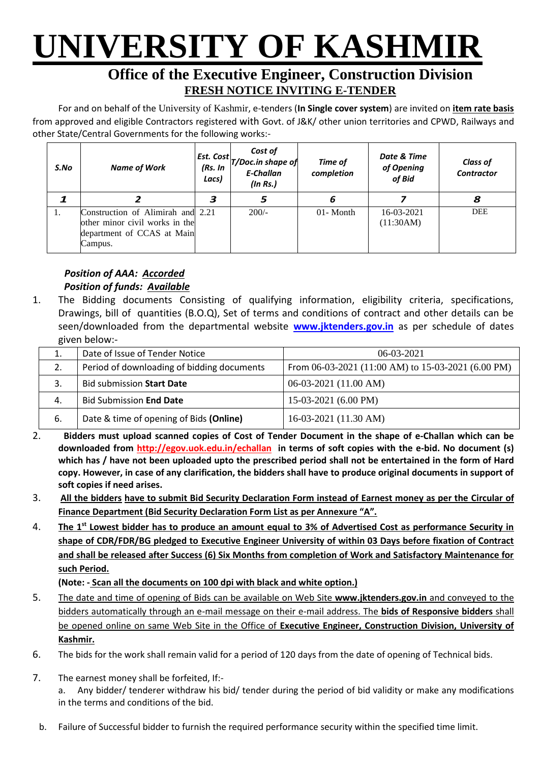# UNIVERSITY OF KASHMIR

## Office of the Executive Engineer, Construction Division

### FRESH NOTICE INVITING E-TENDER

For and on behalf of the University of Kashmir, e-tenders (**In Single cover system**) are invited on **item rate basis** from approved and eligible Contractors registered with Govt. of J&K/ other union territories and CPWD, Railways and other State/Central Governments for the following works:-

| ***S.No*** | ***Name of Work*** | ***Est. Cost (Rs. In Lacs)*** | ***Cost of T/Doc.in shape of E-Challan (In Rs.)*** | ***Time of completion*** | ***Date & Time of Opening of Bid*** | ***Class of Contractor*** |
|---|---|---|---|---|---|---|
| ***1*** | ***2*** | ***3*** | ***5*** | ***6*** | ***7*** | ***8*** |
| 1. | Construction of Alimirah and other minor civil works in the department of CCAS at Main Campus. | 2.21 | 200/- | 01- Month | 16-03-2021 (11:30AM) | DEE |

***Position of AAA: Accorded***
***Position of funds: Available***

1. The Bidding documents Consisting of qualifying information, eligibility criteria, specifications, Drawings, bill of quantities (B.O.Q), Set of terms and conditions of contract and other details can be seen/downloaded from the departmental website **www.jktenders.gov.in** as per schedule of dates given below:-

| 1. | Date of Issue of Tender Notice | 06-03-2021 |
|---|---|---|
| 2. | Period of downloading of bidding documents | From 06-03-2021 (11:00 AM) to 15-03-2021 (6.00 PM) |
| 3. | Bid submission **Start Date** | 06-03-2021 (11.00 AM) |
| 4. | Bid Submission **End Date** | 15-03-2021 (6.00 PM) |
| 6. | Date & time of opening of Bids **(Online)** | 16-03-2021 (11.30 AM) |

2. **Bidders must upload scanned copies of Cost of Tender Document in the shape of e-Challan which can be downloaded from http://egov.uok.edu.in/echallan in terms of soft copies with the e-bid. No document (s) which has / have not been uploaded upto the prescribed period shall not be entertained in the form of Hard copy. However, in case of any clarification, the bidders shall have to produce original documents in support of soft copies if need arises.**

3. **All the bidders have to submit Bid Security Declaration Form instead of Earnest money as per the Circular of Finance Department (Bid Security Declaration Form List as per Annexure "A".**

4. **The 1st Lowest bidder has to produce an amount equal to 3% of Advertised Cost as performance Security in shape of CDR/FDR/BG pledged to Executive Engineer University of within 03 Days before fixation of Contract and shall be released after Success (6) Six Months from completion of Work and Satisfactory Maintenance for such Period.**

   **(Note: - Scan all the documents on 100 dpi with black and white option.)**

5. The date and time of opening of Bids can be available on Web Site **www.jktenders.gov.in** and conveyed to the bidders automatically through an e-mail message on their e-mail address. The **bids of Responsive bidders** shall be opened online on same Web Site in the Office of **Executive Engineer, Construction Division, University of Kashmir.**

6. The bids for the work shall remain valid for a period of 120 days from the date of opening of Technical bids.

7. The earnest money shall be forfeited, If:-

   a. Any bidder/ tenderer withdraw his bid/ tender during the period of bid validity or make any modifications in the terms and conditions of the bid.

   b. Failure of Successful bidder to furnish the required performance security within the specified time limit.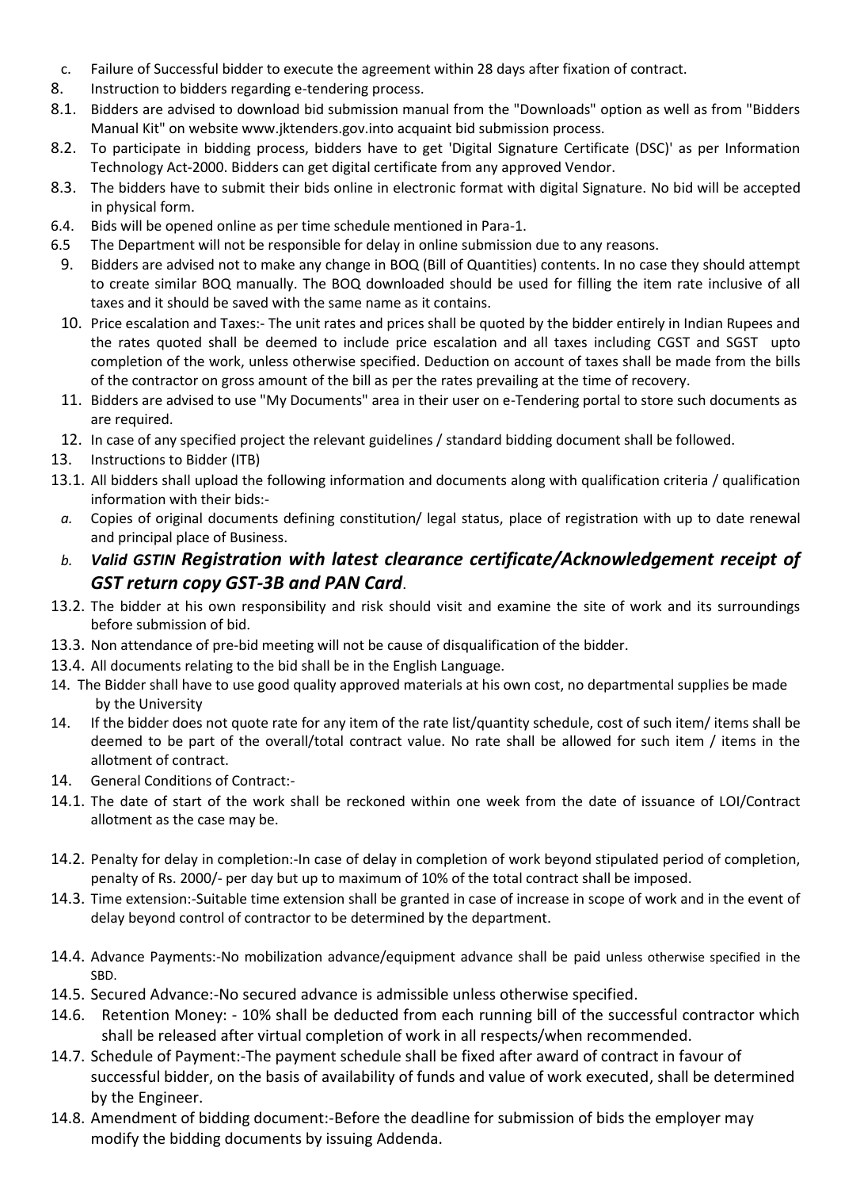c. Failure of Successful bidder to execute the agreement within 28 days after fixation of contract.

8. Instruction to bidders regarding e-tendering process.

8.1. Bidders are advised to download bid submission manual from the "Downloads" option as well as from "Bidders Manual Kit" on website www.jktenders.gov.into acquaint bid submission process.

8.2. To participate in bidding process, bidders have to get 'Digital Signature Certificate (DSC)' as per Information Technology Act-2000. Bidders can get digital certificate from any approved Vendor.

8.3. The bidders have to submit their bids online in electronic format with digital Signature. No bid will be accepted in physical form.

6.4. Bids will be opened online as per time schedule mentioned in Para-1.

6.5 The Department will not be responsible for delay in online submission due to any reasons.

9. Bidders are advised not to make any change in BOQ (Bill of Quantities) contents. In no case they should attempt to create similar BOQ manually. The BOQ downloaded should be used for filling the item rate inclusive of all taxes and it should be saved with the same name as it contains.

10. Price escalation and Taxes:- The unit rates and prices shall be quoted by the bidder entirely in Indian Rupees and the rates quoted shall be deemed to include price escalation and all taxes including CGST and SGST upto completion of the work, unless otherwise specified. Deduction on account of taxes shall be made from the bills of the contractor on gross amount of the bill as per the rates prevailing at the time of recovery.

11. Bidders are advised to use "My Documents" area in their user on e-Tendering portal to store such documents as are required.

12. In case of any specified project the relevant guidelines / standard bidding document shall be followed.

13. Instructions to Bidder (ITB)

13.1. All bidders shall upload the following information and documents along with qualification criteria / qualification information with their bids:-

*a.* Copies of original documents defining constitution/ legal status, place of registration with up to date renewal and principal place of Business.

*b.* ***Valid GSTIN Registration with latest clearance certificate/Acknowledgement receipt of GST return copy GST-3B and PAN Card***.

13.2. The bidder at his own responsibility and risk should visit and examine the site of work and its surroundings before submission of bid.

13.3. Non attendance of pre-bid meeting will not be cause of disqualification of the bidder.

13.4. All documents relating to the bid shall be in the English Language.

14. The Bidder shall have to use good quality approved materials at his own cost, no departmental supplies be made by the University

14. If the bidder does not quote rate for any item of the rate list/quantity schedule, cost of such item/ items shall be deemed to be part of the overall/total contract value. No rate shall be allowed for such item / items in the allotment of contract.

14. General Conditions of Contract:-

14.1. The date of start of the work shall be reckoned within one week from the date of issuance of LOI/Contract allotment as the case may be.

14.2. Penalty for delay in completion:-In case of delay in completion of work beyond stipulated period of completion, penalty of Rs. 2000/- per day but up to maximum of 10% of the total contract shall be imposed.

14.3. Time extension:-Suitable time extension shall be granted in case of increase in scope of work and in the event of delay beyond control of contractor to be determined by the department.

14.4. Advance Payments:-No mobilization advance/equipment advance shall be paid unless otherwise specified in the SBD.

14.5. Secured Advance:-No secured advance is admissible unless otherwise specified.

14.6. Retention Money: - 10% shall be deducted from each running bill of the successful contractor which shall be released after virtual completion of work in all respects/when recommended.

14.7. Schedule of Payment:-The payment schedule shall be fixed after award of contract in favour of successful bidder, on the basis of availability of funds and value of work executed, shall be determined by the Engineer.

14.8. Amendment of bidding document:-Before the deadline for submission of bids the employer may modify the bidding documents by issuing Addenda.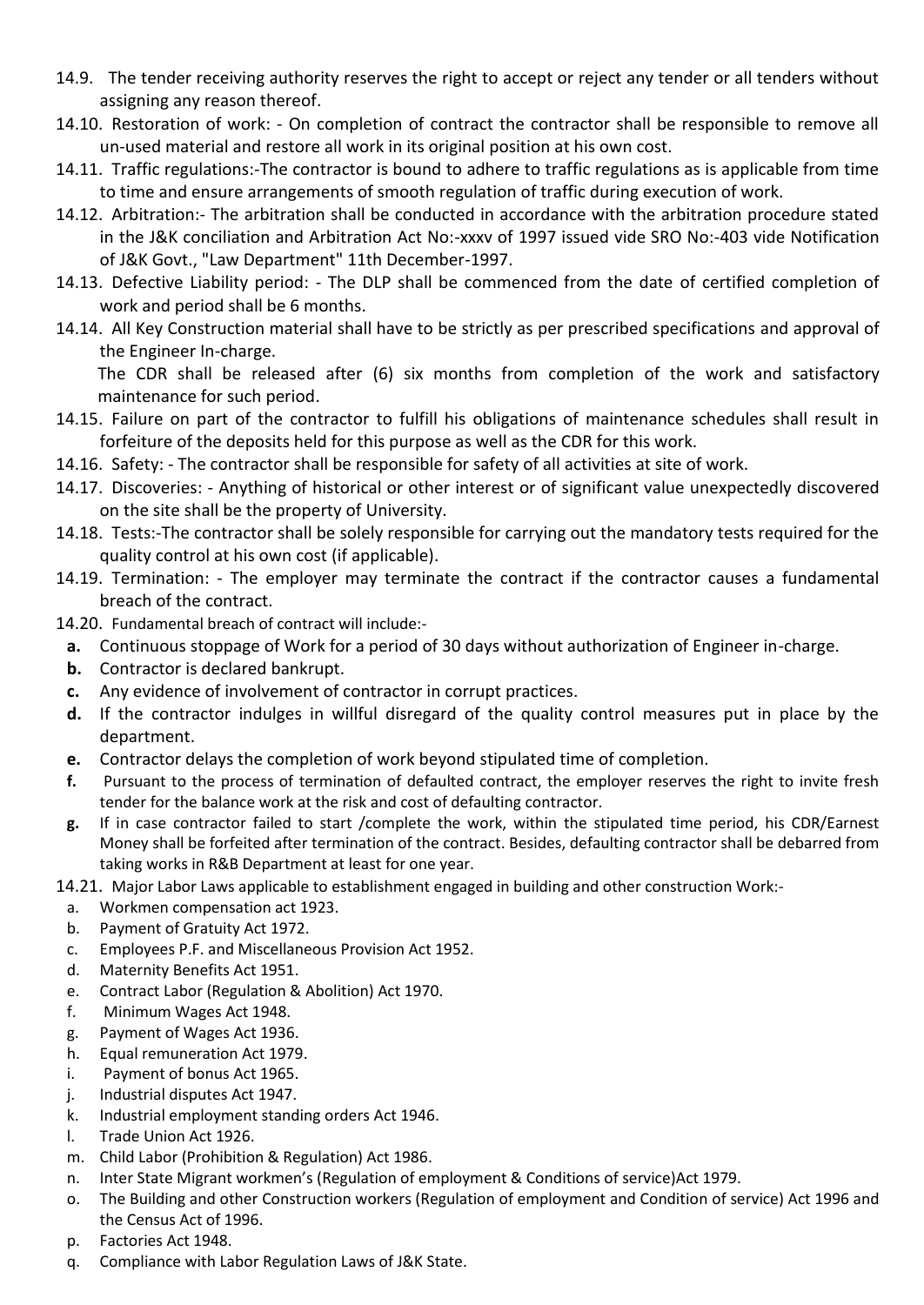14.9. The tender receiving authority reserves the right to accept or reject any tender or all tenders without assigning any reason thereof.

14.10. Restoration of work: - On completion of contract the contractor shall be responsible to remove all un-used material and restore all work in its original position at his own cost.

14.11. Traffic regulations:-The contractor is bound to adhere to traffic regulations as is applicable from time to time and ensure arrangements of smooth regulation of traffic during execution of work.

14.12. Arbitration:- The arbitration shall be conducted in accordance with the arbitration procedure stated in the J&K conciliation and Arbitration Act No:-xxxv of 1997 issued vide SRO No:-403 vide Notification of J&K Govt., "Law Department" 11th December-1997.

14.13. Defective Liability period: - The DLP shall be commenced from the date of certified completion of work and period shall be 6 months.

14.14. All Key Construction material shall have to be strictly as per prescribed specifications and approval of the Engineer In-charge.

The CDR shall be released after (6) six months from completion of the work and satisfactory maintenance for such period.

14.15. Failure on part of the contractor to fulfill his obligations of maintenance schedules shall result in forfeiture of the deposits held for this purpose as well as the CDR for this work.

14.16. Safety: - The contractor shall be responsible for safety of all activities at site of work.

14.17. Discoveries: - Anything of historical or other interest or of significant value unexpectedly discovered on the site shall be the property of University.

14.18. Tests:-The contractor shall be solely responsible for carrying out the mandatory tests required for the quality control at his own cost (if applicable).

14.19. Termination: - The employer may terminate the contract if the contractor causes a fundamental breach of the contract.

14.20. Fundamental breach of contract will include:-

- **a.** Continuous stoppage of Work for a period of 30 days without authorization of Engineer in-charge.
- **b.** Contractor is declared bankrupt.
- **c.** Any evidence of involvement of contractor in corrupt practices.
- **d.** If the contractor indulges in willful disregard of the quality control measures put in place by the department.
- **e.** Contractor delays the completion of work beyond stipulated time of completion.
- **f.** Pursuant to the process of termination of defaulted contract, the employer reserves the right to invite fresh tender for the balance work at the risk and cost of defaulting contractor.
- **g.** If in case contractor failed to start /complete the work, within the stipulated time period, his CDR/Earnest Money shall be forfeited after termination of the contract. Besides, defaulting contractor shall be debarred from taking works in R&B Department at least for one year.

14.21. Major Labor Laws applicable to establishment engaged in building and other construction Work:-

- a. Workmen compensation act 1923.
- b. Payment of Gratuity Act 1972.
- c. Employees P.F. and Miscellaneous Provision Act 1952.
- d. Maternity Benefits Act 1951.
- e. Contract Labor (Regulation & Abolition) Act 1970.
- f. Minimum Wages Act 1948.
- g. Payment of Wages Act 1936.
- h. Equal remuneration Act 1979.
- i. Payment of bonus Act 1965.
- j. Industrial disputes Act 1947.
- k. Industrial employment standing orders Act 1946.
- l. Trade Union Act 1926.
- m. Child Labor (Prohibition & Regulation) Act 1986.
- n. Inter State Migrant workmen's (Regulation of employment & Conditions of service)Act 1979.
- o. The Building and other Construction workers (Regulation of employment and Condition of service) Act 1996 and the Census Act of 1996.
- p. Factories Act 1948.
- q. Compliance with Labor Regulation Laws of J&K State.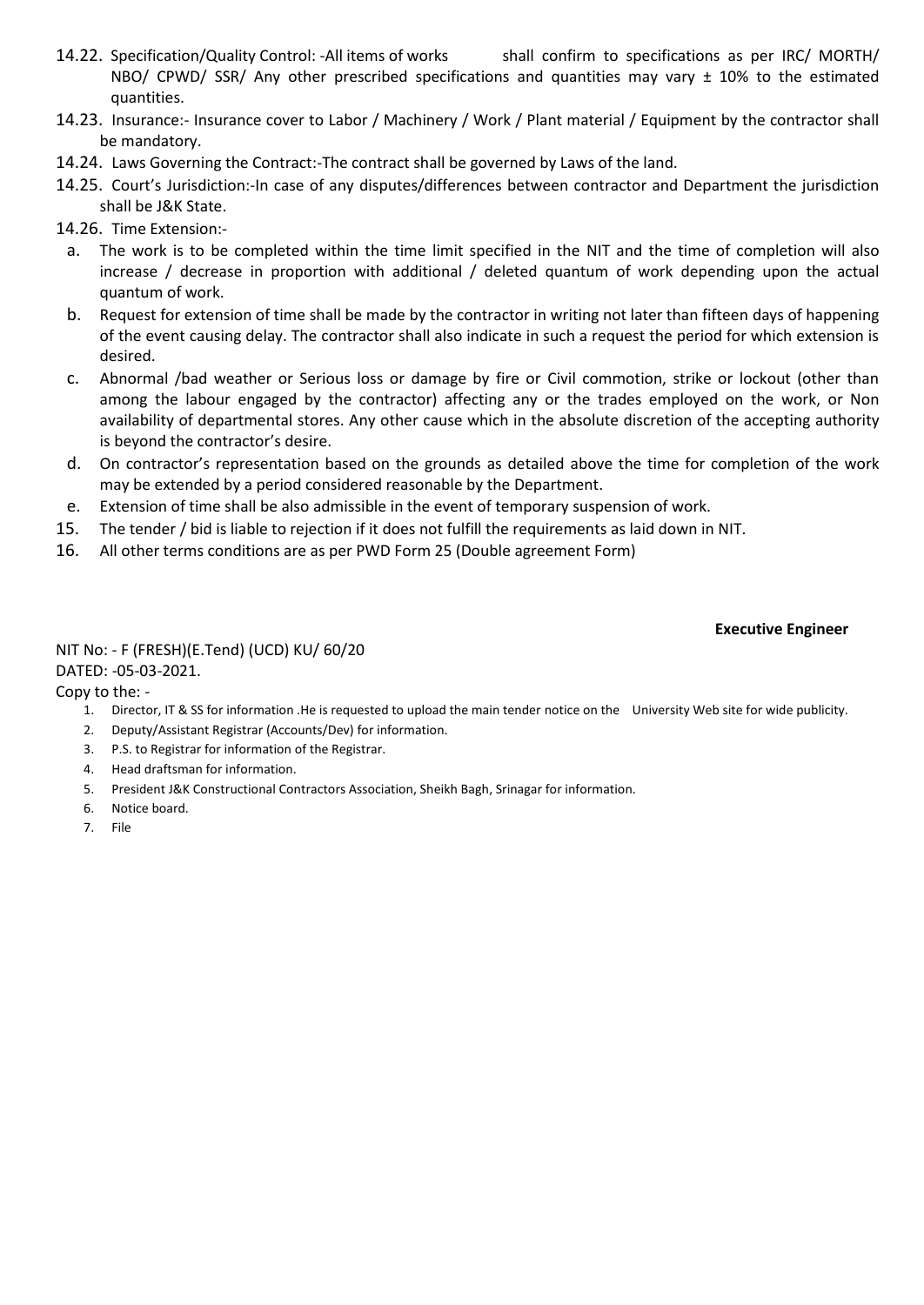14.22. Specification/Quality Control: -All items of works shall confirm to specifications as per IRC/ MORTH/ NBO/ CPWD/ SSR/ Any other prescribed specifications and quantities may vary ± 10% to the estimated quantities.

14.23. Insurance:- Insurance cover to Labor / Machinery / Work / Plant material / Equipment by the contractor shall be mandatory.

14.24. Laws Governing the Contract:-The contract shall be governed by Laws of the land.

14.25. Court's Jurisdiction:-In case of any disputes/differences between contractor and Department the jurisdiction shall be J&K State.

14.26. Time Extension:-

a. The work is to be completed within the time limit specified in the NIT and the time of completion will also increase / decrease in proportion with additional / deleted quantum of work depending upon the actual quantum of work.

b. Request for extension of time shall be made by the contractor in writing not later than fifteen days of happening of the event causing delay. The contractor shall also indicate in such a request the period for which extension is desired.

c. Abnormal /bad weather or Serious loss or damage by fire or Civil commotion, strike or lockout (other than among the labour engaged by the contractor) affecting any or the trades employed on the work, or Non availability of departmental stores. Any other cause which in the absolute discretion of the accepting authority is beyond the contractor's desire.

d. On contractor's representation based on the grounds as detailed above the time for completion of the work may be extended by a period considered reasonable by the Department.

e. Extension of time shall be also admissible in the event of temporary suspension of work.

15. The tender / bid is liable to rejection if it does not fulfill the requirements as laid down in NIT.

16. All other terms conditions are as per PWD Form 25 (Double agreement Form)

**Executive Engineer**

NIT No: - F (FRESH)(E.Tend) (UCD) KU/ 60/20
DATED: -05-03-2021.

Copy to the: -

1. Director, IT & SS for information .He is requested to upload the main tender notice on the University Web site for wide publicity.
2. Deputy/Assistant Registrar (Accounts/Dev) for information.
3. P.S. to Registrar for information of the Registrar.
4. Head draftsman for information.
5. President J&K Constructional Contractors Association, Sheikh Bagh, Srinagar for information.
6. Notice board.
7. File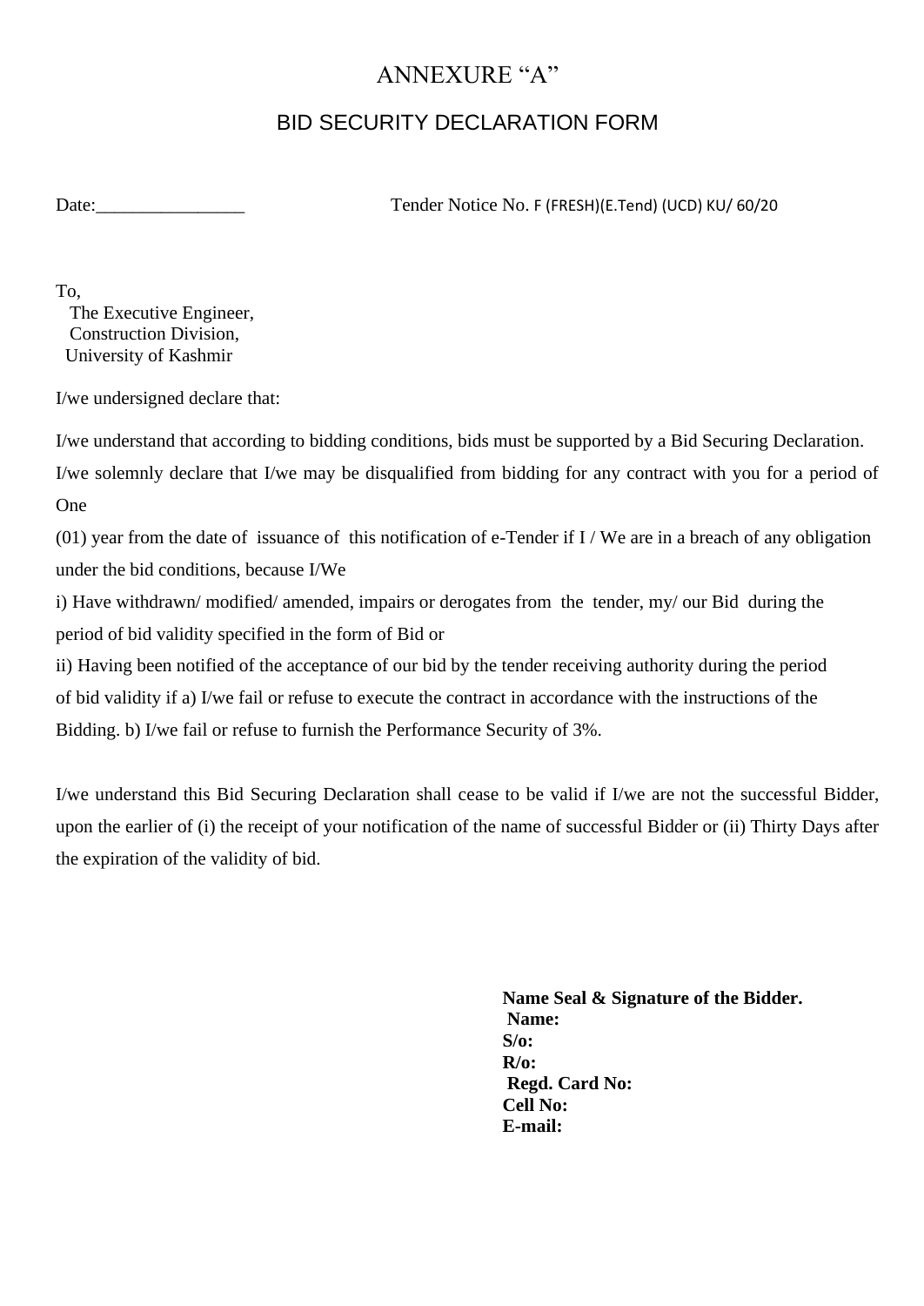# ANNEXURE "A"

## BID SECURITY DECLARATION FORM

Date:________________ Tender Notice No. F (FRESH)(E.Tend) (UCD) KU/ 60/20

To,
The Executive Engineer,
Construction Division,
University of Kashmir

I/we undersigned declare that:

I/we understand that according to bidding conditions, bids must be supported by a Bid Securing Declaration. I/we solemnly declare that I/we may be disqualified from bidding for any contract with you for a period of One
(01) year from the date of issuance of this notification of e-Tender if I / We are in a breach of any obligation under the bid conditions, because I/We
i) Have withdrawn/ modified/ amended, impairs or derogates from the tender, my/ our Bid during the period of bid validity specified in the form of Bid or
ii) Having been notified of the acceptance of our bid by the tender receiving authority during the period of bid validity if a) I/we fail or refuse to execute the contract in accordance with the instructions of the Bidding. b) I/we fail or refuse to furnish the Performance Security of 3%.

I/we understand this Bid Securing Declaration shall cease to be valid if I/we are not the successful Bidder, upon the earlier of (i) the receipt of your notification of the name of successful Bidder or (ii) Thirty Days after the expiration of the validity of bid.

**Name Seal & Signature of the Bidder.**
**Name:**
**S/o:**
**R/o:**
**Regd. Card No:**
**Cell No:**
**E-mail:**